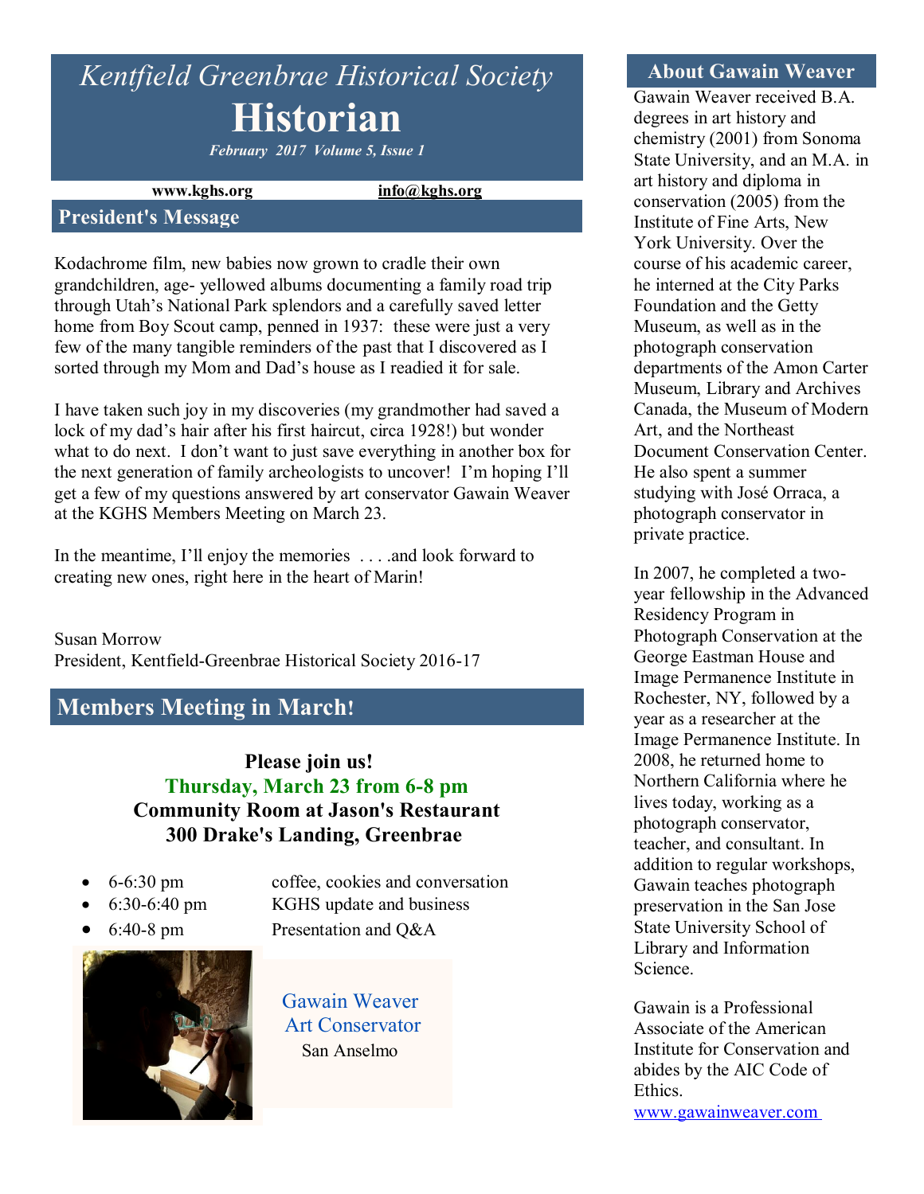# *Kentfield Greenbrae Historical Society*

# Historian

***February 2017 Volume 5, Issue 1***

**www.kghs.org** **info@kghs.org**

## President's Message

Kodachrome film, new babies now grown to cradle their own grandchildren, age- yellowed albums documenting a family road trip through Utah's National Park splendors and a carefully saved letter home from Boy Scout camp, penned in 1937: these were just a very few of the many tangible reminders of the past that I discovered as I sorted through my Mom and Dad's house as I readied it for sale.

I have taken such joy in my discoveries (my grandmother had saved a lock of my dad's hair after his first haircut, circa 1928!) but wonder what to do next. I don't want to just save everything in another box for the next generation of family archeologists to uncover! I'm hoping I'll get a few of my questions answered by art conservator Gawain Weaver at the KGHS Members Meeting on March 23.

In the meantime, I'll enjoy the memories . . . .and look forward to creating new ones, right here in the heart of Marin!

Susan Morrow
President, Kentfield-Greenbrae Historical Society 2016-17

## Members Meeting in March!

**Please join us!**
**Thursday, March 23 from 6-8 pm**
**Community Room at Jason's Restaurant**
**300 Drake's Landing, Greenbrae**

- 6-6:30 pm coffee, cookies and conversation
- 6:30-6:40 pm KGHS update and business
- 6:40-8 pm Presentation and Q&A

Gawain Weaver
Art Conservator
San Anselmo

## About Gawain Weaver

Gawain Weaver received B.A. degrees in art history and chemistry (2001) from Sonoma State University, and an M.A. in art history and diploma in conservation (2005) from the Institute of Fine Arts, New York University. Over the course of his academic career, he interned at the City Parks Foundation and the Getty Museum, as well as in the photograph conservation departments of the Amon Carter Museum, Library and Archives Canada, the Museum of Modern Art, and the Northeast Document Conservation Center. He also spent a summer studying with José Orraca, a photograph conservator in private practice.

In 2007, he completed a two-year fellowship in the Advanced Residency Program in Photograph Conservation at the George Eastman House and Image Permanence Institute in Rochester, NY, followed by a year as a researcher at the Image Permanence Institute. In 2008, he returned home to Northern California where he lives today, working as a photograph conservator, teacher, and consultant. In addition to regular workshops, Gawain teaches photograph preservation in the San Jose State University School of Library and Information Science.

Gawain is a Professional Associate of the American Institute for Conservation and abides by the AIC Code of Ethics.

www.gawainweaver.com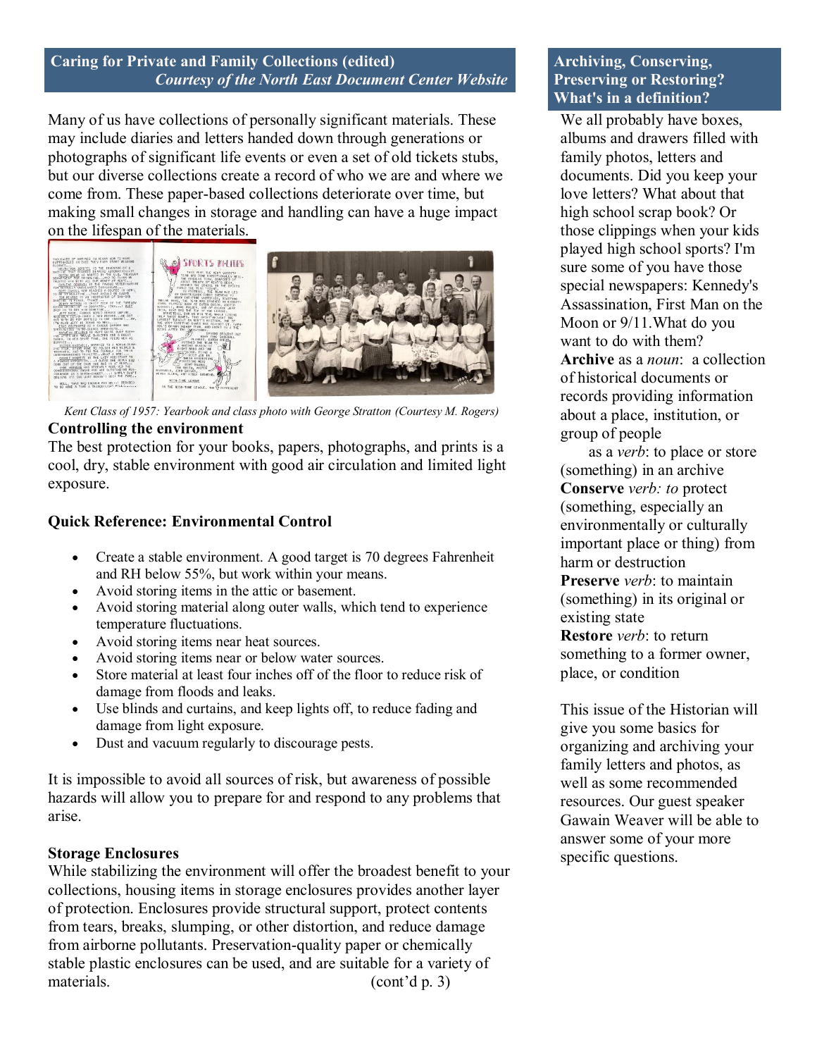## Caring for Private and Family Collections (edited)

*Courtesy of the North East Document Center Website*

Many of us have collections of personally significant materials. These may include diaries and letters handed down through generations or photographs of significant life events or even a set of old tickets stubs, but our diverse collections create a record of who we are and where we come from. These paper-based collections deteriorate over time, but making small changes in storage and handling can have a huge impact on the lifespan of the materials.

*Kent Class of 1957: Yearbook and class photo with George Stratton (Courtesy M. Rogers)*

### Controlling the environment

The best protection for your books, papers, photographs, and prints is a cool, dry, stable environment with good air circulation and limited light exposure.

### Quick Reference: Environmental Control

- Create a stable environment. A good target is 70 degrees Fahrenheit and RH below 55%, but work within your means.
- Avoid storing items in the attic or basement.
- Avoid storing material along outer walls, which tend to experience temperature fluctuations.
- Avoid storing items near heat sources.
- Avoid storing items near or below water sources.
- Store material at least four inches off of the floor to reduce risk of damage from floods and leaks.
- Use blinds and curtains, and keep lights off, to reduce fading and damage from light exposure.
- Dust and vacuum regularly to discourage pests.

It is impossible to avoid all sources of risk, but awareness of possible hazards will allow you to prepare for and respond to any problems that arise.

### Storage Enclosures

While stabilizing the environment will offer the broadest benefit to your collections, housing items in storage enclosures provides another layer of protection. Enclosures provide structural support, protect contents from tears, breaks, slumping, or other distortion, and reduce damage from airborne pollutants. Preservation-quality paper or chemically stable plastic enclosures can be used, and are suitable for a variety of materials. (cont'd p. 3)

## Archiving, Conserving, Preserving or Restoring? What's in a definition?

We all probably have boxes, albums and drawers filled with family photos, letters and documents. Did you keep your love letters? What about that high school scrap book? Or those clippings when your kids played high school sports? I'm sure some of you have those special newspapers: Kennedy's Assassination, First Man on the Moon or 9/11.What do you want to do with them?

**Archive** as a *noun*: a collection of historical documents or records providing information about a place, institution, or group of people

as a *verb*: to place or store (something) in an archive

**Conserve** *verb: to* protect (something, especially an environmentally or culturally important place or thing) from harm or destruction

**Preserve** *verb*: to maintain (something) in its original or existing state

**Restore** *verb*: to return something to a former owner, place, or condition

This issue of the Historian will give you some basics for organizing and archiving your family letters and photos, as well as some recommended resources. Our guest speaker Gawain Weaver will be able to answer some of your more specific questions.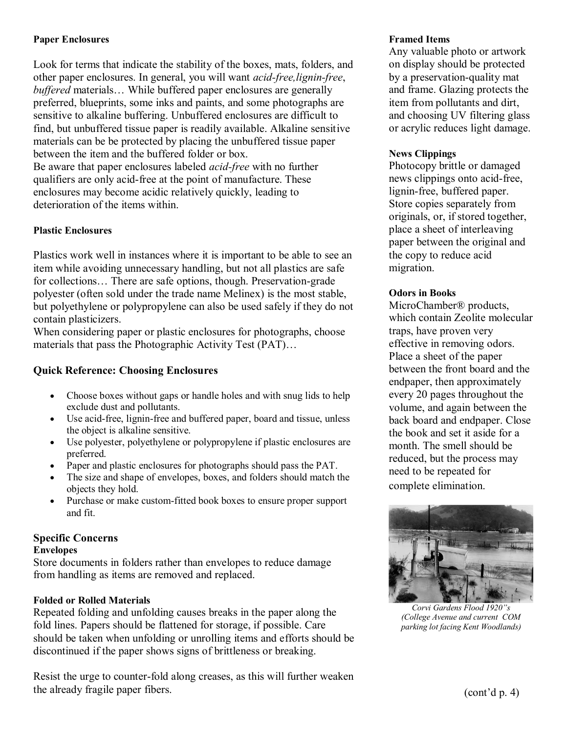#### Paper Enclosures

Look for terms that indicate the stability of the boxes, mats, folders, and other paper enclosures. In general, you will want *acid-free,lignin-free*, *buffered* materials… While buffered paper enclosures are generally preferred, blueprints, some inks and paints, and some photographs are sensitive to alkaline buffering. Unbuffered enclosures are difficult to find, but unbuffered tissue paper is readily available. Alkaline sensitive materials can be be protected by placing the unbuffered tissue paper between the item and the buffered folder or box.
Be aware that paper enclosures labeled *acid-free* with no further qualifiers are only acid-free at the point of manufacture. These enclosures may become acidic relatively quickly, leading to deterioration of the items within.

#### Plastic Enclosures

Plastics work well in instances where it is important to be able to see an item while avoiding unnecessary handling, but not all plastics are safe for collections… There are safe options, though. Preservation-grade polyester (often sold under the trade name Melinex) is the most stable, but polyethylene or polypropylene can also be used safely if they do not contain plasticizers.
When considering paper or plastic enclosures for photographs, choose materials that pass the Photographic Activity Test (PAT)…

### Quick Reference: Choosing Enclosures

- Choose boxes without gaps or handle holes and with snug lids to help exclude dust and pollutants.
- Use acid-free, lignin-free and buffered paper, board and tissue, unless the object is alkaline sensitive.
- Use polyester, polyethylene or polypropylene if plastic enclosures are preferred.
- Paper and plastic enclosures for photographs should pass the PAT.
- The size and shape of envelopes, boxes, and folders should match the objects they hold.
- Purchase or make custom-fitted book boxes to ensure proper support and fit.

### Specific Concerns

#### Envelopes

Store documents in folders rather than envelopes to reduce damage from handling as items are removed and replaced.

#### Folded or Rolled Materials

Repeated folding and unfolding causes breaks in the paper along the fold lines. Papers should be flattened for storage, if possible. Care should be taken when unfolding or unrolling items and efforts should be discontinued if the paper shows signs of brittleness or breaking.

Resist the urge to counter-fold along creases, as this will further weaken the already fragile paper fibers.

#### Framed Items

Any valuable photo or artwork on display should be protected by a preservation-quality mat and frame. Glazing protects the item from pollutants and dirt, and choosing UV filtering glass or acrylic reduces light damage.

#### News Clippings

Photocopy brittle or damaged news clippings onto acid-free, lignin-free, buffered paper. Store copies separately from originals, or, if stored together, place a sheet of interleaving paper between the original and the copy to reduce acid migration.

#### Odors in Books

MicroChamber® products, which contain Zeolite molecular traps, have proven very effective in removing odors. Place a sheet of the paper between the front board and the endpaper, then approximately every 20 pages throughout the volume, and again between the back board and endpaper. Close the book and set it aside for a month. The smell should be reduced, but the process may need to be repeated for complete elimination.

*Corvi Gardens Flood 1920"s (College Avenue and current COM parking lot facing Kent Woodlands)*

(cont'd p. 4)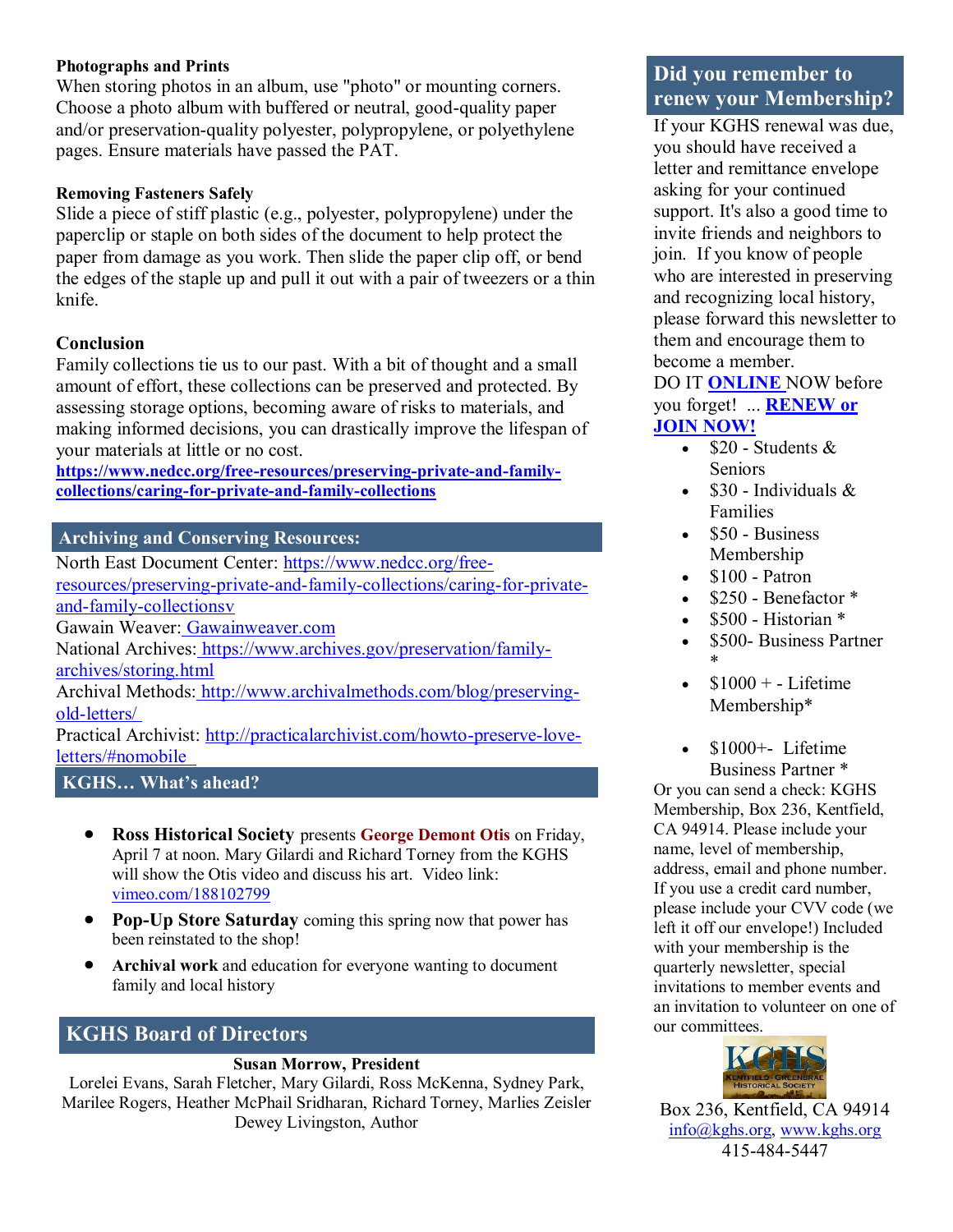**Photographs and Prints**

When storing photos in an album, use "photo" or mounting corners. Choose a photo album with buffered or neutral, good-quality paper and/or preservation-quality polyester, polypropylene, or polyethylene pages. Ensure materials have passed the PAT.

**Removing Fasteners Safely**

Slide a piece of stiff plastic (e.g., polyester, polypropylene) under the paperclip or staple on both sides of the document to help protect the paper from damage as you work. Then slide the paper clip off, or bend the edges of the staple up and pull it out with a pair of tweezers or a thin knife.

**Conclusion**

Family collections tie us to our past. With a bit of thought and a small amount of effort, these collections can be preserved and protected. By assessing storage options, becoming aware of risks to materials, and making informed decisions, you can drastically improve the lifespan of your materials at little or no cost.

**https://www.nedcc.org/free-resources/preserving-private-and-family-collections/caring-for-private-and-family-collections**

## Archiving and Conserving Resources:

North East Document Center: https://www.nedcc.org/free-resources/preserving-private-and-family-collections/caring-for-private-and-family-collectionsv

Gawain Weaver: Gawainweaver.com

National Archives: https://www.archives.gov/preservation/family-archives/storing.html

Archival Methods: http://www.archivalmethods.com/blog/preserving-old-letters/

Practical Archivist: http://practicalarchivist.com/howto-preserve-love-letters/#nomobile

## KGHS… What's ahead?

- **Ross Historical Society** presents **George Demont Otis** on Friday, April 7 at noon. Mary Gilardi and Richard Torney from the KGHS will show the Otis video and discuss his art. Video link: vimeo.com/188102799
- **Pop-Up Store Saturday** coming this spring now that power has been reinstated to the shop!
- **Archival work** and education for everyone wanting to document family and local history

## KGHS Board of Directors

**Susan Morrow, President**

Lorelei Evans, Sarah Fletcher, Mary Gilardi, Ross McKenna, Sydney Park, Marilee Rogers, Heather McPhail Sridharan, Richard Torney, Marlies Zeisler

Dewey Livingston, Author

## Did you remember to renew your Membership?

If your KGHS renewal was due, you should have received a letter and remittance envelope asking for your continued support. It's also a good time to invite friends and neighbors to join. If you know of people who are interested in preserving and recognizing local history, please forward this newsletter to them and encourage them to become a member.

DO IT **ONLINE** NOW before you forget! ... **RENEW or JOIN NOW!**

- $20 - Students & Seniors
- $30 - Individuals & Families
- $50 - Business Membership
- $100 - Patron
- $250 - Benefactor *
- $500 - Historian *
- $500- Business Partner *
- $1000 + - Lifetime Membership*
- $1000+- Lifetime Business Partner *

Or you can send a check: KGHS Membership, Box 236, Kentfield, CA 94914. Please include your name, level of membership, address, email and phone number. If you use a credit card number, please include your CVV code (we left it off our envelope!) Included with your membership is the quarterly newsletter, special invitations to member events and an invitation to volunteer on one of our committees.

KGHS
KENTFIELD - GREENBRAE HISTORICAL SOCIETY

Box 236, Kentfield, CA 94914
info@kghs.org, www.kghs.org
415-484-5447